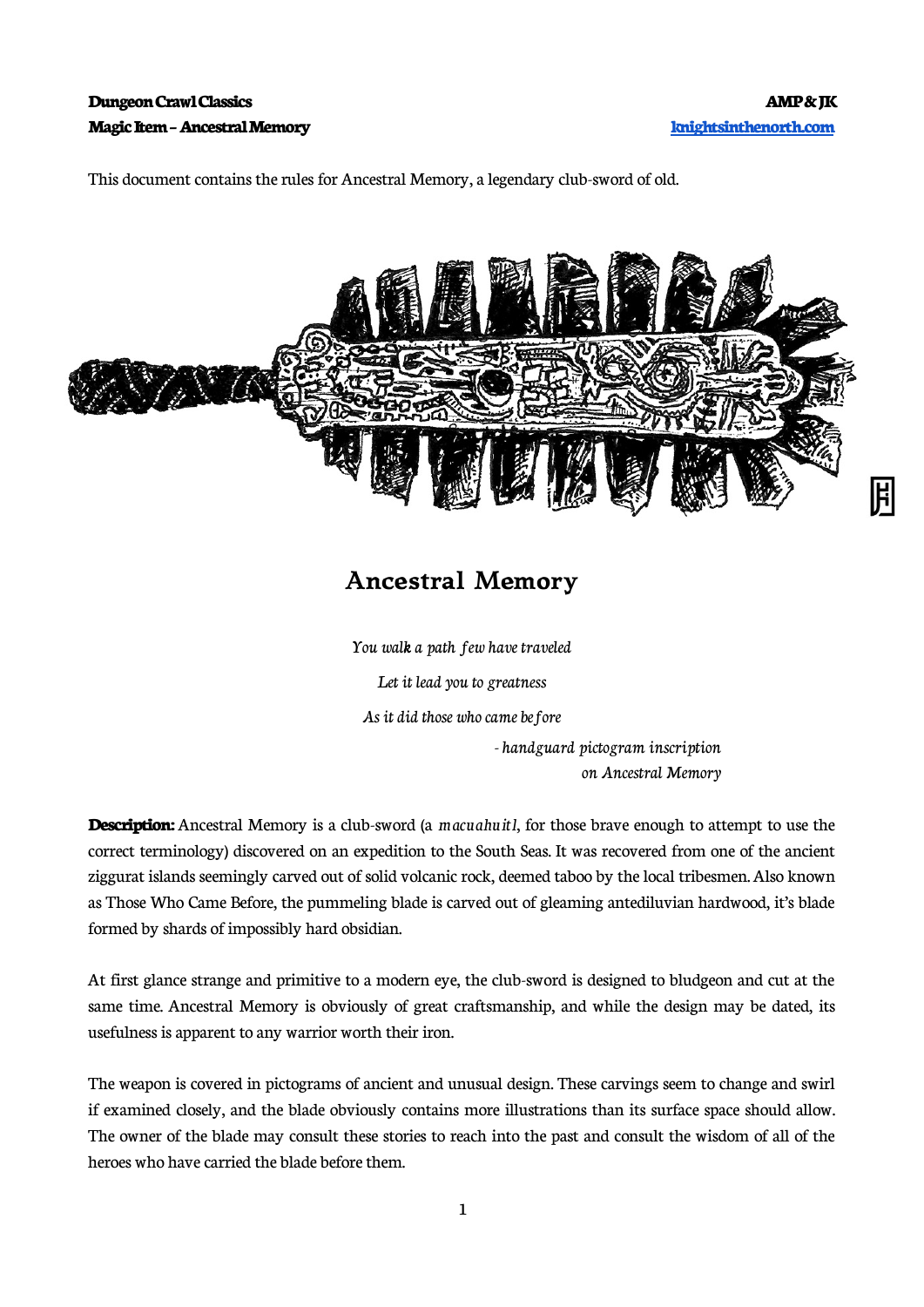**Dungeon Crawl Classics** **AMP & JK**
**Magic Item – Ancestral Memory** [knightsinthenorth.com](knightsinthenorth.com)

This document contains the rules for Ancestral Memory, a legendary club-sword of old.

## Ancestral Memory

*You walk a path few have traveled*

*Let it lead you to greatness*

*As it did those who came before*

*- handguard pictogram inscription on Ancestral Memory*

**Description:** Ancestral Memory is a club-sword (a *macuahuitl*, for those brave enough to attempt to use the correct terminology) discovered on an expedition to the South Seas. It was recovered from one of the ancient ziggurat islands seemingly carved out of solid volcanic rock, deemed taboo by the local tribesmen. Also known as Those Who Came Before, the pummeling blade is carved out of gleaming antediluvian hardwood, it's blade formed by shards of impossibly hard obsidian.

At first glance strange and primitive to a modern eye, the club-sword is designed to bludgeon and cut at the same time. Ancestral Memory is obviously of great craftsmanship, and while the design may be dated, its usefulness is apparent to any warrior worth their iron.

The weapon is covered in pictograms of ancient and unusual design. These carvings seem to change and swirl if examined closely, and the blade obviously contains more illustrations than its surface space should allow. The owner of the blade may consult these stories to reach into the past and consult the wisdom of all of the heroes who have carried the blade before them.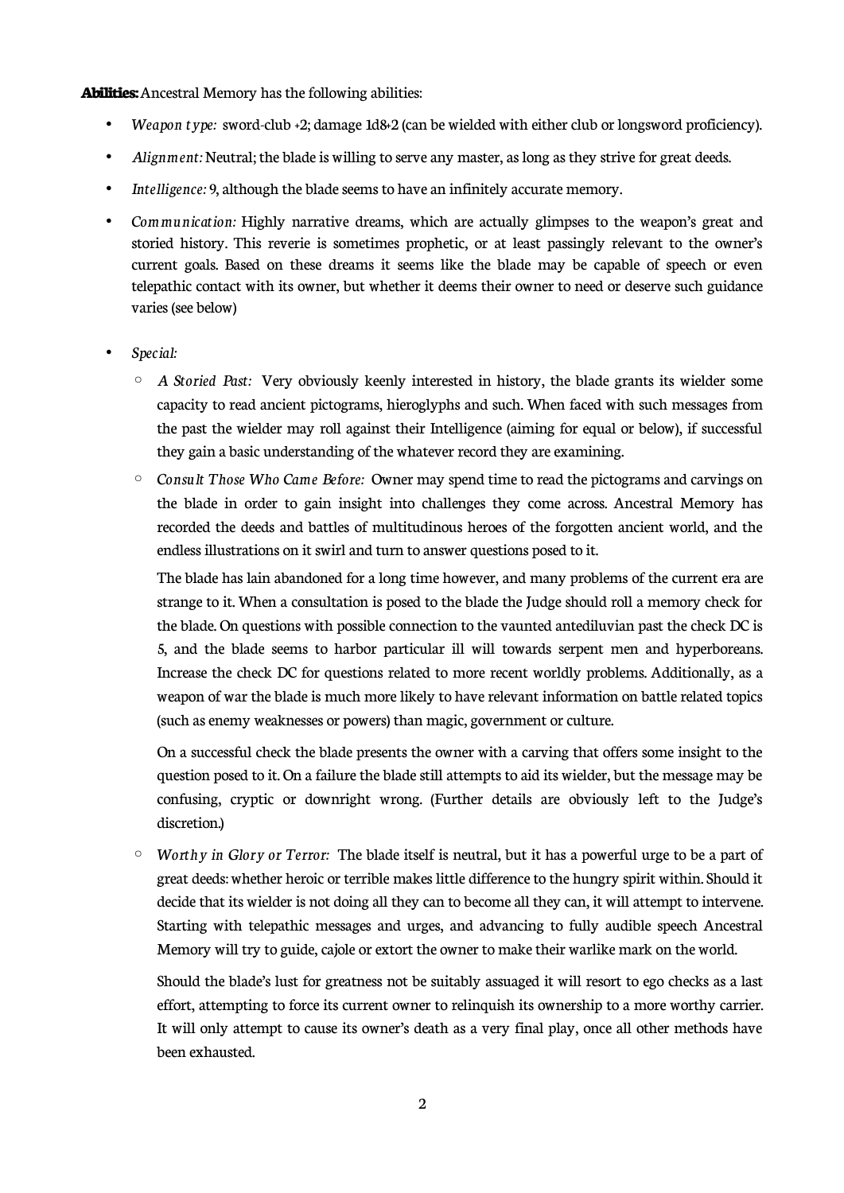**Abilities:** Ancestral Memory has the following abilities:

- *Weapon type:* sword-club +2; damage 1d8+2 (can be wielded with either club or longsword proficiency).
- *Alignment:* Neutral; the blade is willing to serve any master, as long as they strive for great deeds.
- *Intelligence:* 9, although the blade seems to have an infinitely accurate memory.
- *Communication:* Highly narrative dreams, which are actually glimpses to the weapon's great and storied history. This reverie is sometimes prophetic, or at least passingly relevant to the owner's current goals. Based on these dreams it seems like the blade may be capable of speech or even telepathic contact with its owner, but whether it deems their owner to need or deserve such guidance varies (see below)
- *Special:*
  - *A Storied Past:* Very obviously keenly interested in history, the blade grants its wielder some capacity to read ancient pictograms, hieroglyphs and such. When faced with such messages from the past the wielder may roll against their Intelligence (aiming for equal or below), if successful they gain a basic understanding of the whatever record they are examining.
  - *Consult Those Who Came Before:* Owner may spend time to read the pictograms and carvings on the blade in order to gain insight into challenges they come across. Ancestral Memory has recorded the deeds and battles of multitudinous heroes of the forgotten ancient world, and the endless illustrations on it swirl and turn to answer questions posed to it.

    The blade has lain abandoned for a long time however, and many problems of the current era are strange to it. When a consultation is posed to the blade the Judge should roll a memory check for the blade. On questions with possible connection to the vaunted antediluvian past the check DC is 5, and the blade seems to harbor particular ill will towards serpent men and hyperboreans. Increase the check DC for questions related to more recent worldly problems. Additionally, as a weapon of war the blade is much more likely to have relevant information on battle related topics (such as enemy weaknesses or powers) than magic, government or culture.

    On a successful check the blade presents the owner with a carving that offers some insight to the question posed to it. On a failure the blade still attempts to aid its wielder, but the message may be confusing, cryptic or downright wrong. (Further details are obviously left to the Judge's discretion.)
  - *Worthy in Glory or Terror:* The blade itself is neutral, but it has a powerful urge to be a part of great deeds: whether heroic or terrible makes little difference to the hungry spirit within. Should it decide that its wielder is not doing all they can to become all they can, it will attempt to intervene. Starting with telepathic messages and urges, and advancing to fully audible speech Ancestral Memory will try to guide, cajole or extort the owner to make their warlike mark on the world.

    Should the blade's lust for greatness not be suitably assuaged it will resort to ego checks as a last effort, attempting to force its current owner to relinquish its ownership to a more worthy carrier. It will only attempt to cause its owner's death as a very final play, once all other methods have been exhausted.